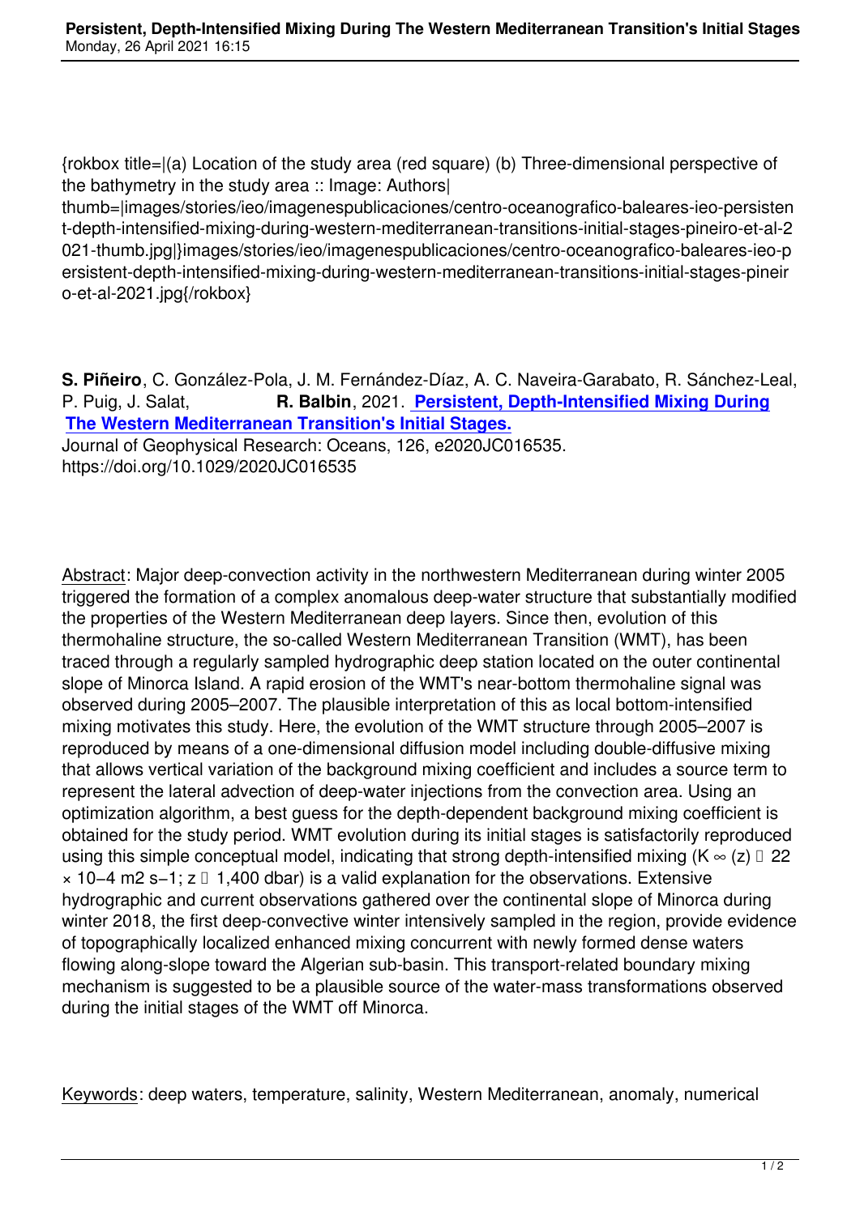{rokbox title=|(a) Location of the study area (red square) (b) Three-dimensional perspective of the bathymetry in the study area :: Image: Authors| thumb=|images/stories/ieo/imagenespublicaciones/centro-oceanografico-baleares-ieo-persistent-depth-intensified-mixing-during-western-mediterranean-transitions-initial-stages-pineiro-et-al-2021-thumb.jpg|}images/stories/ieo/imagenespublicaciones/centro-oceanografico-baleares-ieo-persistent-depth-intensified-mixing-during-western-mediterranean-transitions-initial-stages-pineiro-et-al-2021.jpg{/rokbox}

**S. Piñeiro**, C. González-Pola, J. M. Fernández-Díaz, A. C. Naveira-Garabato, R. Sánchez-Leal, P. Puig, J. Salat, **R. Balbin**, 2021. **Persistent, Depth-Intensified Mixing During The Western Mediterranean Transition's Initial Stages.**
Journal of Geophysical Research: Oceans, 126, e2020JC016535.
https://doi.org/10.1029/2020JC016535

Abstract: Major deep-convection activity in the northwestern Mediterranean during winter 2005 triggered the formation of a complex anomalous deep-water structure that substantially modified the properties of the Western Mediterranean deep layers. Since then, evolution of this thermohaline structure, the so-called Western Mediterranean Transition (WMT), has been traced through a regularly sampled hydrographic deep station located on the outer continental slope of Minorca Island. A rapid erosion of the WMT's near-bottom thermohaline signal was observed during 2005–2007. The plausible interpretation of this as local bottom-intensified mixing motivates this study. Here, the evolution of the WMT structure through 2005–2007 is reproduced by means of a one-dimensional diffusion model including double-diffusive mixing that allows vertical variation of the background mixing coefficient and includes a source term to represent the lateral advection of deep-water injections from the convection area. Using an optimization algorithm, a best guess for the depth-dependent background mixing coefficient is obtained for the study period. WMT evolution during its initial stages is satisfactorily reproduced using this simple conceptual model, indicating that strong depth-intensified mixing ($K_\infty(z) \approx 22 \times 10^{-4}$ m$^2$ s$^{-1}$; $z \geq 1{,}400$ dbar) is a valid explanation for the observations. Extensive hydrographic and current observations gathered over the continental slope of Minorca during winter 2018, the first deep-convective winter intensively sampled in the region, provide evidence of topographically localized enhanced mixing concurrent with newly formed dense waters flowing along-slope toward the Algerian sub-basin. This transport-related boundary mixing mechanism is suggested to be a plausible source of the water-mass transformations observed during the initial stages of the WMT off Minorca.

Keywords: deep waters, temperature, salinity, Western Mediterranean, anomaly, numerical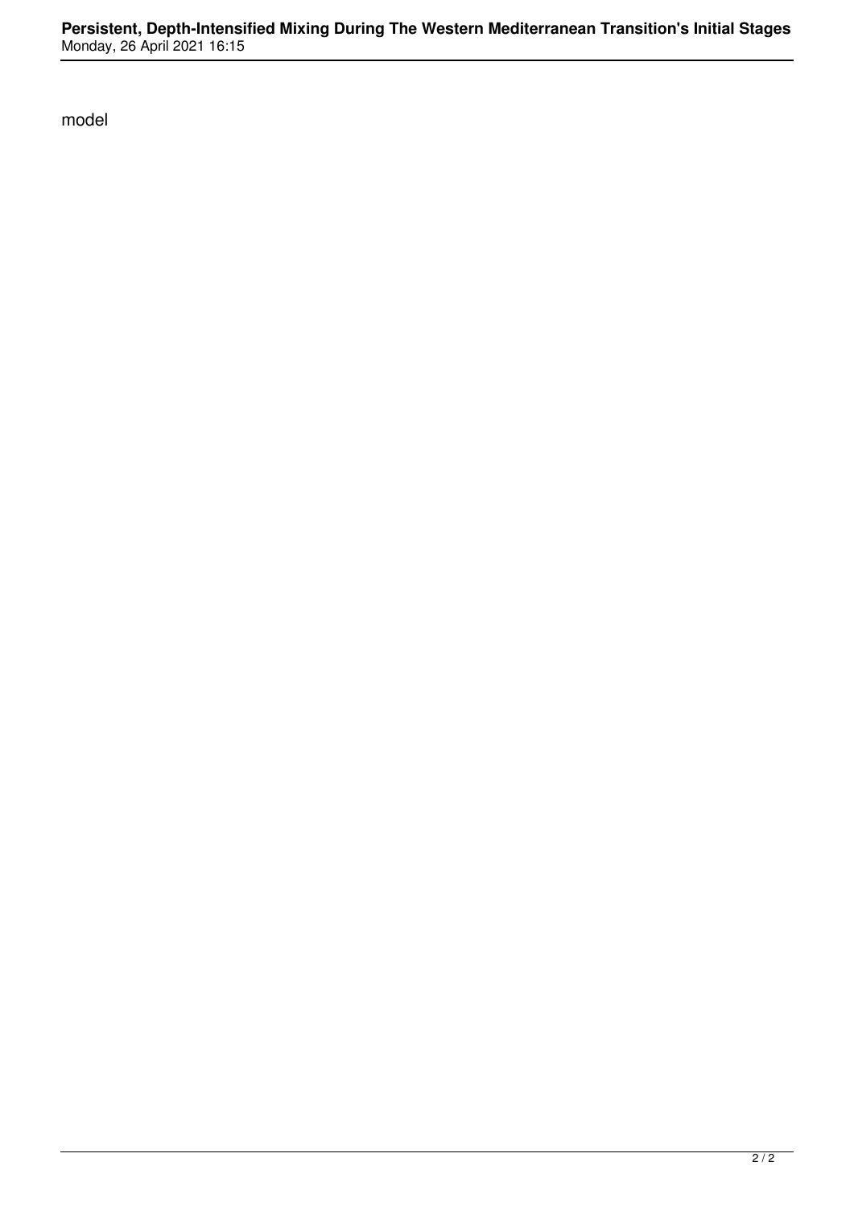model